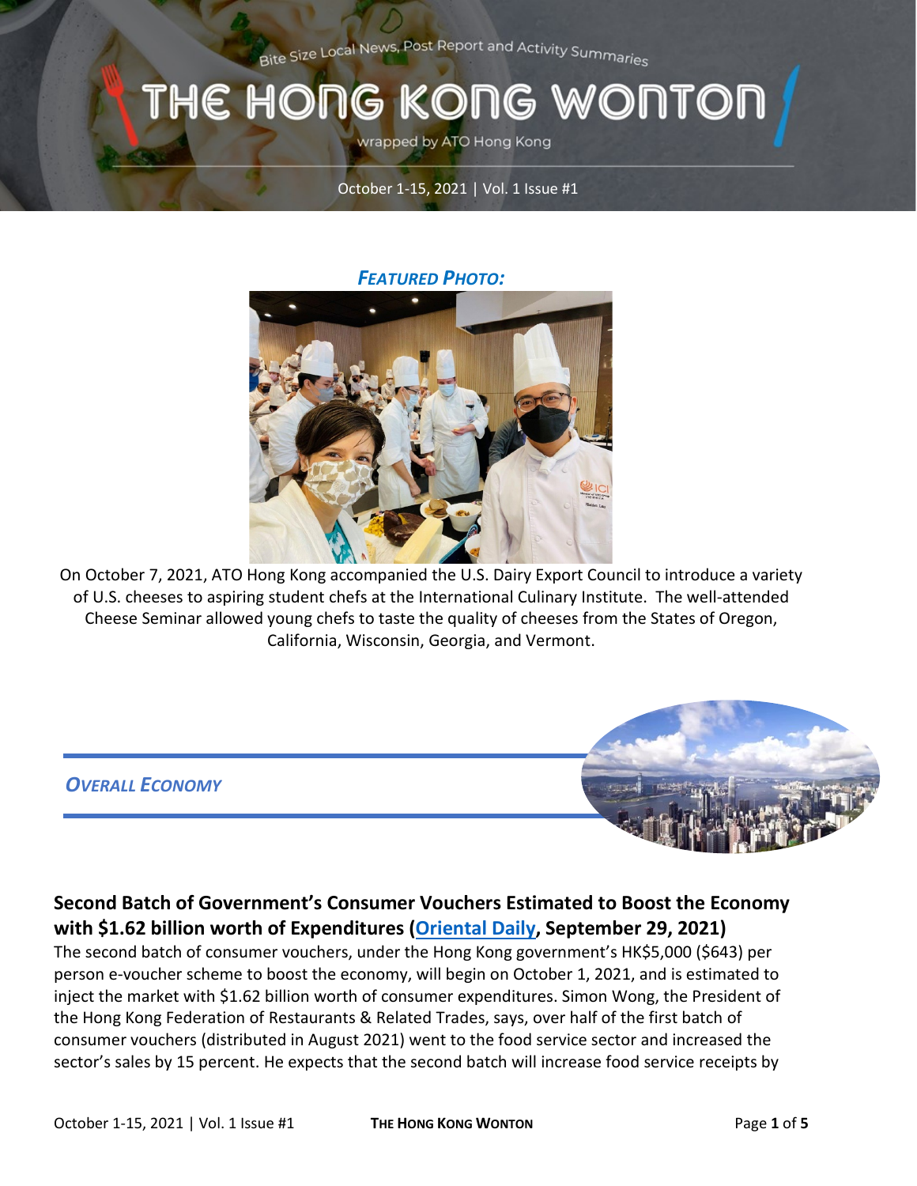Bite Size Local News, Post Report and Activity Summaries

# THE HONG KONG WONTON

wrapped by ATO Hong Kong

October 1-15, 2021 | Vol. 1 Issue #1

***FEATURED PHOTO:***

On October 7, 2021, ATO Hong Kong accompanied the U.S. Dairy Export Council to introduce a variety of U.S. cheeses to aspiring student chefs at the International Culinary Institute. The well-attended Cheese Seminar allowed young chefs to taste the quality of cheeses from the States of Oregon, California, Wisconsin, Georgia, and Vermont.

## *OVERALL ECONOMY*

### Second Batch of Government's Consumer Vouchers Estimated to Boost the Economy with $1.62 billion worth of Expenditures (Oriental Daily, September 29, 2021)

The second batch of consumer vouchers, under the Hong Kong government's HK$5,000 ($643) per person e-voucher scheme to boost the economy, will begin on October 1, 2021, and is estimated to inject the market with $1.62 billion worth of consumer expenditures. Simon Wong, the President of the Hong Kong Federation of Restaurants & Related Trades, says, over half of the first batch of consumer vouchers (distributed in August 2021) went to the food service sector and increased the sector's sales by 15 percent. He expects that the second batch will increase food service receipts by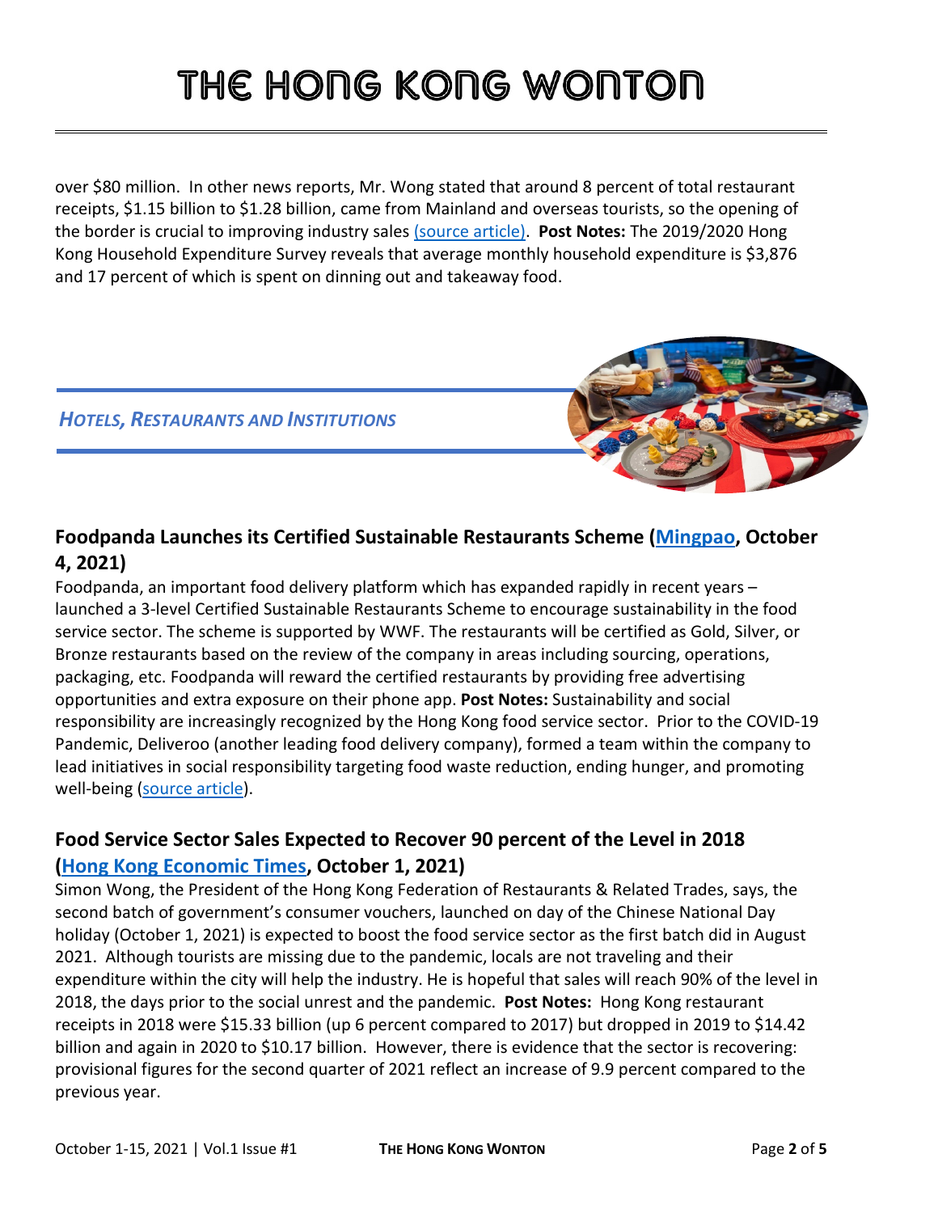over $80 million. In other news reports, Mr. Wong stated that around 8 percent of total restaurant receipts, $1.15 billion to $1.28 billion, came from Mainland and overseas tourists, so the opening of the border is crucial to improving industry sales [(source article)](). **Post Notes:** The 2019/2020 Hong Kong Household Expenditure Survey reveals that average monthly household expenditure is $3,876 and 17 percent of which is spent on dinning out and takeaway food.

## *HOTELS, RESTAURANTS AND INSTITUTIONS*

### Foodpanda Launches its Certified Sustainable Restaurants Scheme ([Mingpao](), October 4, 2021)

Foodpanda, an important food delivery platform which has expanded rapidly in recent years – launched a 3-level Certified Sustainable Restaurants Scheme to encourage sustainability in the food service sector. The scheme is supported by WWF. The restaurants will be certified as Gold, Silver, or Bronze restaurants based on the review of the company in areas including sourcing, operations, packaging, etc. Foodpanda will reward the certified restaurants by providing free advertising opportunities and extra exposure on their phone app. **Post Notes:** Sustainability and social responsibility are increasingly recognized by the Hong Kong food service sector. Prior to the COVID-19 Pandemic, Deliveroo (another leading food delivery company), formed a team within the company to lead initiatives in social responsibility targeting food waste reduction, ending hunger, and promoting well-being ([source article]()).

### Food Service Sector Sales Expected to Recover 90 percent of the Level in 2018 ([Hong Kong Economic Times](), October 1, 2021)

Simon Wong, the President of the Hong Kong Federation of Restaurants & Related Trades, says, the second batch of government's consumer vouchers, launched on day of the Chinese National Day holiday (October 1, 2021) is expected to boost the food service sector as the first batch did in August 2021. Although tourists are missing due to the pandemic, locals are not traveling and their expenditure within the city will help the industry. He is hopeful that sales will reach 90% of the level in 2018, the days prior to the social unrest and the pandemic. **Post Notes:** Hong Kong restaurant receipts in 2018 were $15.33 billion (up 6 percent compared to 2017) but dropped in 2019 to $14.42 billion and again in 2020 to $10.17 billion. However, there is evidence that the sector is recovering: provisional figures for the second quarter of 2021 reflect an increase of 9.9 percent compared to the previous year.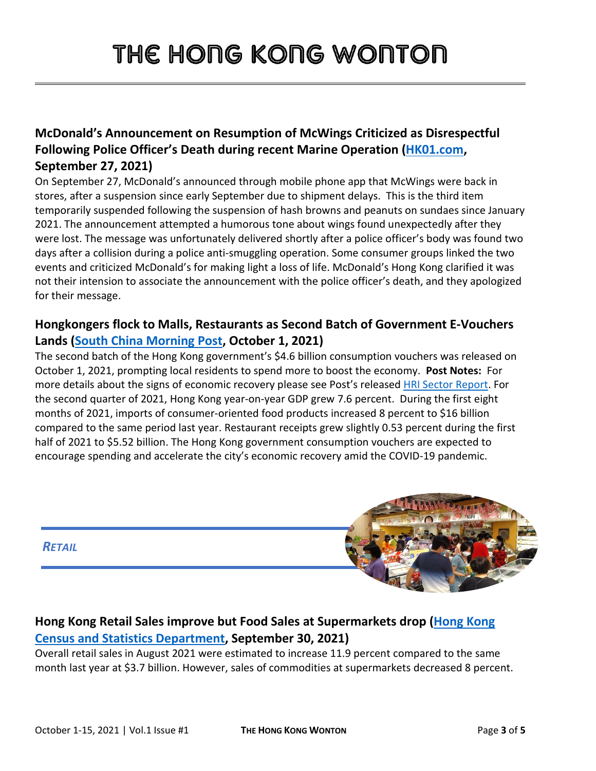# THE HONG KONG WONTON

### McDonald's Announcement on Resumption of McWings Criticized as Disrespectful Following Police Officer's Death during recent Marine Operation (HK01.com, September 27, 2021)

On September 27, McDonald's announced through mobile phone app that McWings were back in stores, after a suspension since early September due to shipment delays. This is the third item temporarily suspended following the suspension of hash browns and peanuts on sundaes since January 2021. The announcement attempted a humorous tone about wings found unexpectedly after they were lost. The message was unfortunately delivered shortly after a police officer's body was found two days after a collision during a police anti-smuggling operation. Some consumer groups linked the two events and criticized McDonald's for making light a loss of life. McDonald's Hong Kong clarified it was not their intension to associate the announcement with the police officer's death, and they apologized for their message.

### Hongkongers flock to Malls, Restaurants as Second Batch of Government E-Vouchers Lands (South China Morning Post, October 1, 2021)

The second batch of the Hong Kong government's $4.6 billion consumption vouchers was released on October 1, 2021, prompting local residents to spend more to boost the economy. **Post Notes:** For more details about the signs of economic recovery please see Post's released HRI Sector Report. For the second quarter of 2021, Hong Kong year-on-year GDP grew 7.6 percent. During the first eight months of 2021, imports of consumer-oriented food products increased 8 percent to $16 billion compared to the same period last year. Restaurant receipts grew slightly 0.53 percent during the first half of 2021 to $5.52 billion. The Hong Kong government consumption vouchers are expected to encourage spending and accelerate the city's economic recovery amid the COVID-19 pandemic.

## *RETAIL*

### Hong Kong Retail Sales improve but Food Sales at Supermarkets drop (Hong Kong Census and Statistics Department, September 30, 2021)

Overall retail sales in August 2021 were estimated to increase 11.9 percent compared to the same month last year at $3.7 billion. However, sales of commodities at supermarkets decreased 8 percent.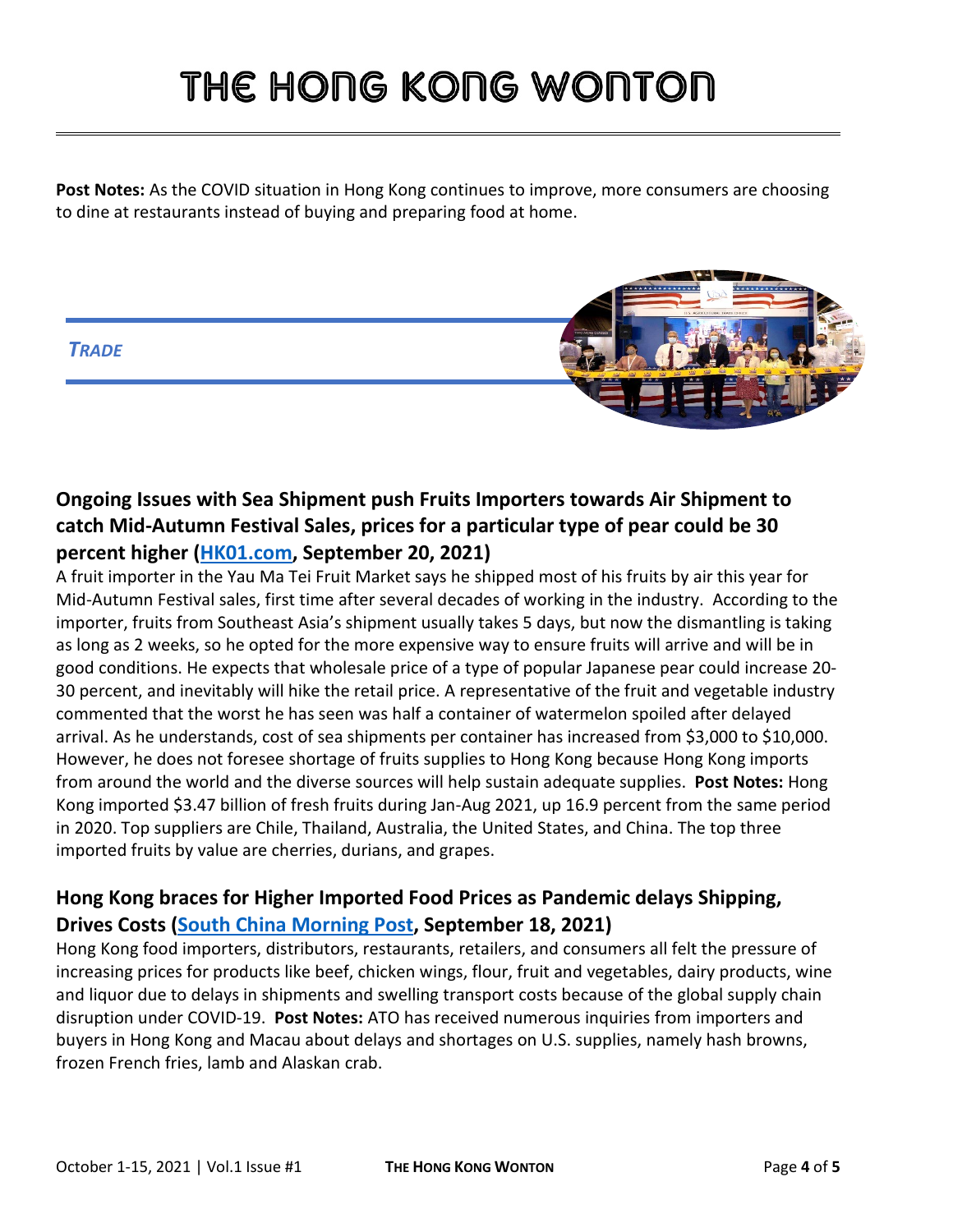**Post Notes:** As the COVID situation in Hong Kong continues to improve, more consumers are choosing to dine at restaurants instead of buying and preparing food at home.

## *TRADE*

### Ongoing Issues with Sea Shipment push Fruits Importers towards Air Shipment to catch Mid-Autumn Festival Sales, prices for a particular type of pear could be 30 percent higher (HK01.com, September 20, 2021)

A fruit importer in the Yau Ma Tei Fruit Market says he shipped most of his fruits by air this year for Mid-Autumn Festival sales, first time after several decades of working in the industry. According to the importer, fruits from Southeast Asia's shipment usually takes 5 days, but now the dismantling is taking as long as 2 weeks, so he opted for the more expensive way to ensure fruits will arrive and will be in good conditions. He expects that wholesale price of a type of popular Japanese pear could increase 20-30 percent, and inevitably will hike the retail price. A representative of the fruit and vegetable industry commented that the worst he has seen was half a container of watermelon spoiled after delayed arrival. As he understands, cost of sea shipments per container has increased from $3,000 to $10,000. However, he does not foresee shortage of fruits supplies to Hong Kong because Hong Kong imports from around the world and the diverse sources will help sustain adequate supplies. **Post Notes:** Hong Kong imported $3.47 billion of fresh fruits during Jan-Aug 2021, up 16.9 percent from the same period in 2020. Top suppliers are Chile, Thailand, Australia, the United States, and China. The top three imported fruits by value are cherries, durians, and grapes.

### Hong Kong braces for Higher Imported Food Prices as Pandemic delays Shipping, Drives Costs (South China Morning Post, September 18, 2021)

Hong Kong food importers, distributors, restaurants, retailers, and consumers all felt the pressure of increasing prices for products like beef, chicken wings, flour, fruit and vegetables, dairy products, wine and liquor due to delays in shipments and swelling transport costs because of the global supply chain disruption under COVID-19. **Post Notes:** ATO has received numerous inquiries from importers and buyers in Hong Kong and Macau about delays and shortages on U.S. supplies, namely hash browns, frozen French fries, lamb and Alaskan crab.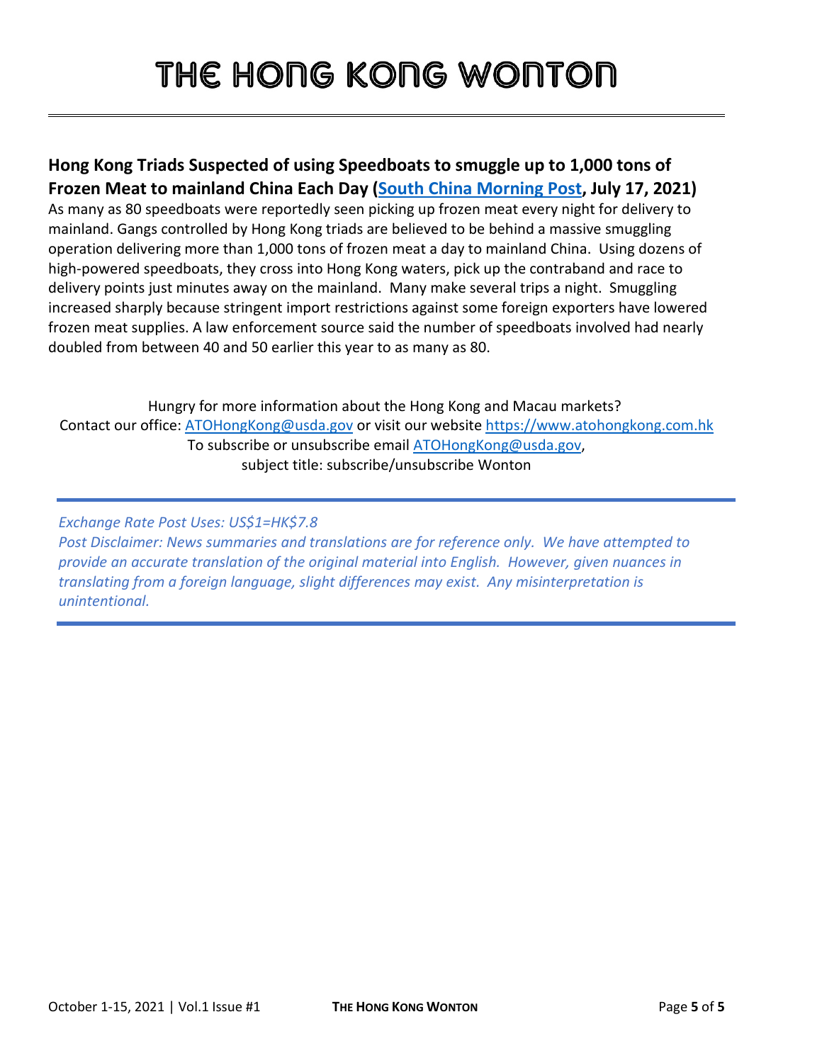# THE HONG KONG WONTON

**Hong Kong Triads Suspected of using Speedboats to smuggle up to 1,000 tons of Frozen Meat to mainland China Each Day ([South China Morning Post](), July 17, 2021)**

As many as 80 speedboats were reportedly seen picking up frozen meat every night for delivery to mainland. Gangs controlled by Hong Kong triads are believed to be behind a massive smuggling operation delivering more than 1,000 tons of frozen meat a day to mainland China. Using dozens of high-powered speedboats, they cross into Hong Kong waters, pick up the contraband and race to delivery points just minutes away on the mainland. Many make several trips a night. Smuggling increased sharply because stringent import restrictions against some foreign exporters have lowered frozen meat supplies. A law enforcement source said the number of speedboats involved had nearly doubled from between 40 and 50 earlier this year to as many as 80.

Hungry for more information about the Hong Kong and Macau markets?
Contact our office: ATOHongKong@usda.gov or visit our website https://www.atohongkong.com.hk
To subscribe or unsubscribe email ATOHongKong@usda.gov,
subject title: subscribe/unsubscribe Wonton

*Exchange Rate Post Uses: US$1=HK$7.8*
*Post Disclaimer: News summaries and translations are for reference only. We have attempted to provide an accurate translation of the original material into English. However, given nuances in translating from a foreign language, slight differences may exist. Any misinterpretation is unintentional.*